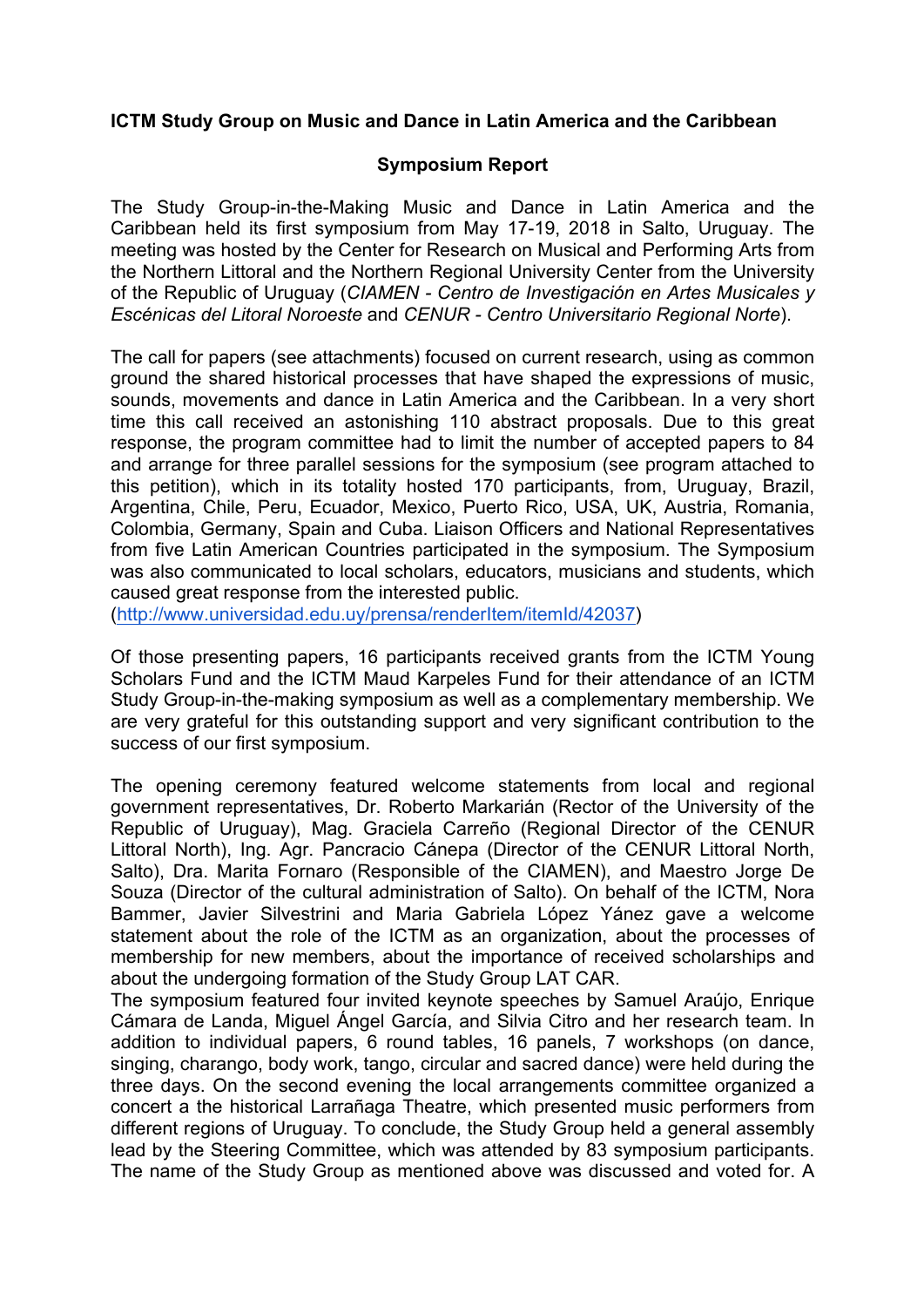**ICTM Study Group on Music and Dance in Latin America and the Caribbean**

**Symposium Report**

The Study Group-in-the-Making Music and Dance in Latin America and the Caribbean held its first symposium from May 17-19, 2018 in Salto, Uruguay. The meeting was hosted by the Center for Research on Musical and Performing Arts from the Northern Littoral and the Northern Regional University Center from the University of the Republic of Uruguay (*CIAMEN - Centro de Investigación en Artes Musicales y Escénicas del Litoral Noroeste* and *CENUR - Centro Universitario Regional Norte*).

The call for papers (see attachments) focused on current research, using as common ground the shared historical processes that have shaped the expressions of music, sounds, movements and dance in Latin America and the Caribbean. In a very short time this call received an astonishing 110 abstract proposals. Due to this great response, the program committee had to limit the number of accepted papers to 84 and arrange for three parallel sessions for the symposium (see program attached to this petition), which in its totality hosted 170 participants, from, Uruguay, Brazil, Argentina, Chile, Peru, Ecuador, Mexico, Puerto Rico, USA, UK, Austria, Romania, Colombia, Germany, Spain and Cuba. Liaison Officers and National Representatives from five Latin American Countries participated in the symposium. The Symposium was also communicated to local scholars, educators, musicians and students, which caused great response from the interested public.
(http://www.universidad.edu.uy/prensa/renderItem/itemId/42037)

Of those presenting papers, 16 participants received grants from the ICTM Young Scholars Fund and the ICTM Maud Karpeles Fund for their attendance of an ICTM Study Group-in-the-making symposium as well as a complementary membership. We are very grateful for this outstanding support and very significant contribution to the success of our first symposium.

The opening ceremony featured welcome statements from local and regional government representatives, Dr. Roberto Markarián (Rector of the University of the Republic of Uruguay), Mag. Graciela Carreño (Regional Director of the CENUR Littoral North), Ing. Agr. Pancracio Cánepa (Director of the CENUR Littoral North, Salto), Dra. Marita Fornaro (Responsible of the CIAMEN), and Maestro Jorge De Souza (Director of the cultural administration of Salto). On behalf of the ICTM, Nora Bammer, Javier Silvestrini and Maria Gabriela López Yánez gave a welcome statement about the role of the ICTM as an organization, about the processes of membership for new members, about the importance of received scholarships and about the undergoing formation of the Study Group LAT CAR.
The symposium featured four invited keynote speeches by Samuel Araújo, Enrique Cámara de Landa, Miguel Ángel García, and Silvia Citro and her research team. In addition to individual papers, 6 round tables, 16 panels, 7 workshops (on dance, singing, charango, body work, tango, circular and sacred dance) were held during the three days. On the second evening the local arrangements committee organized a concert a the historical Larrañaga Theatre, which presented music performers from different regions of Uruguay. To conclude, the Study Group held a general assembly lead by the Steering Committee, which was attended by 83 symposium participants. The name of the Study Group as mentioned above was discussed and voted for. A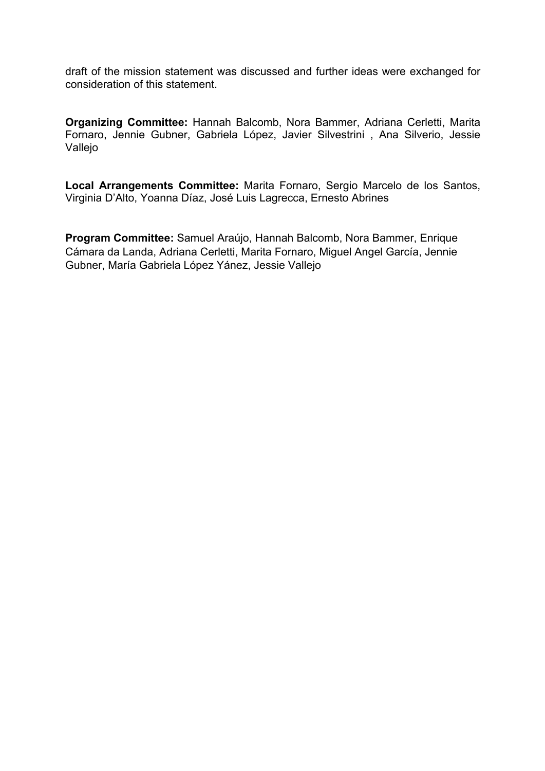draft of the mission statement was discussed and further ideas were exchanged for consideration of this statement.

**Organizing Committee:** Hannah Balcomb, Nora Bammer, Adriana Cerletti, Marita Fornaro, Jennie Gubner, Gabriela López, Javier Silvestrini , Ana Silverio, Jessie Vallejo

**Local Arrangements Committee:** Marita Fornaro, Sergio Marcelo de los Santos, Virginia D'Alto, Yoanna Díaz, José Luis Lagrecca, Ernesto Abrines

**Program Committee:** Samuel Araújo, Hannah Balcomb, Nora Bammer, Enrique Cámara da Landa, Adriana Cerletti, Marita Fornaro, Miguel Angel García, Jennie Gubner, María Gabriela López Yánez, Jessie Vallejo